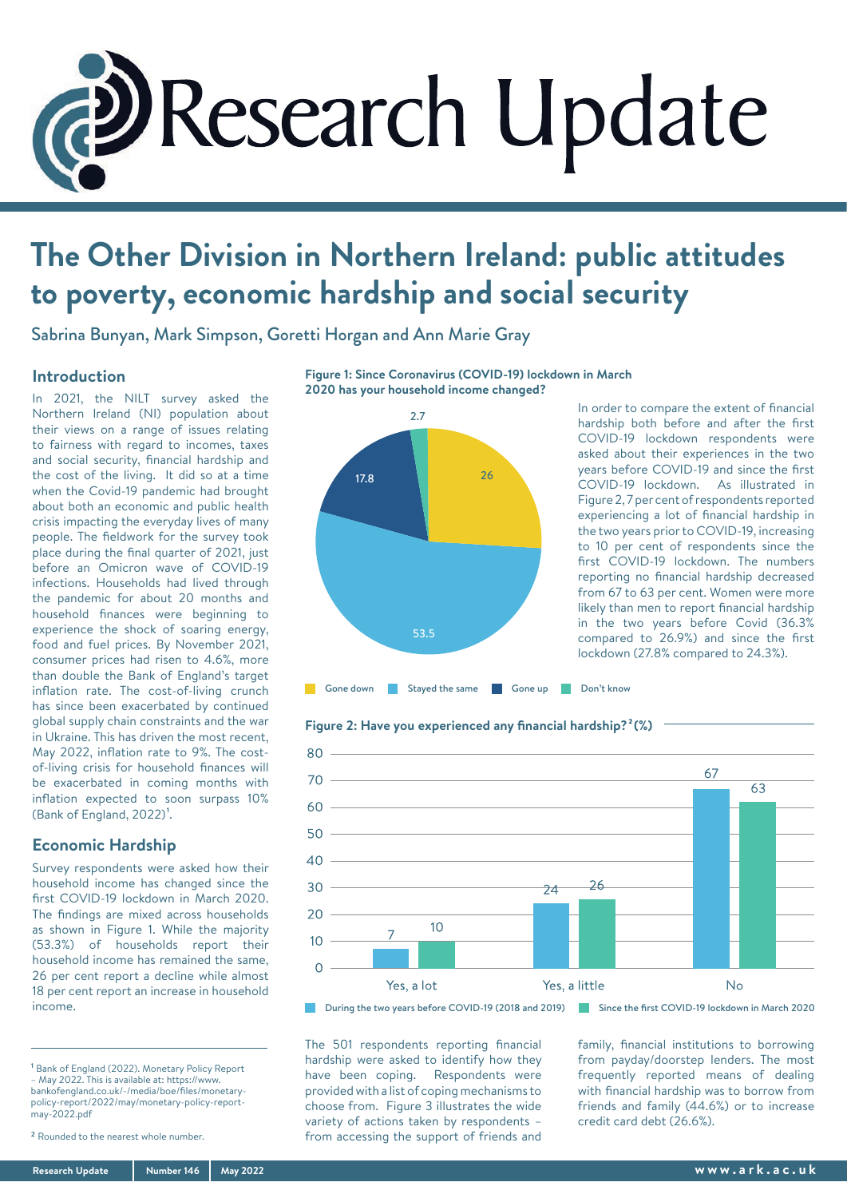# Research Update

## The Other Division in Northern Ireland: public attitudes to poverty, economic hardship and social security

Sabrina Bunyan, Mark Simpson, Goretti Horgan and Ann Marie Gray

### Introduction

In 2021, the NILT survey asked the Northern Ireland (NI) population about their views on a range of issues relating to fairness with regard to incomes, taxes and social security, financial hardship and the cost of the living. It did so at a time when the Covid-19 pandemic had brought about both an economic and public health crisis impacting the everyday lives of many people. The fieldwork for the survey took place during the final quarter of 2021, just before an Omicron wave of COVID-19 infections. Households had lived through the pandemic for about 20 months and household finances were beginning to experience the shock of soaring energy, food and fuel prices. By November 2021, consumer prices had risen to 4.6%, more than double the Bank of England's target inflation rate. The cost-of-living crunch has since been exacerbated by continued global supply chain constraints and the war in Ukraine. This has driven the most recent, May 2022, inflation rate to 9%. The cost-of-living crisis for household finances will be exacerbated in coming months with inflation expected to soon surpass 10% (Bank of England, 2022)[1].

### Economic Hardship

Survey respondents were asked how their household income has changed since the first COVID-19 lockdown in March 2020. The findings are mixed across households as shown in Figure 1. While the majority (53.3%) of households report their household income has remained the same, 26 per cent report a decline while almost 18 per cent report an increase in household income.

**Figure 1: Since Coronavirus (COVID-19) lockdown in March 2020 has your household income changed?**

| Response | % |
|---|---|
| Gone down | 26 |
| Stayed the same | 53.5 |
| Gone up | 17.8 |
| Don't know | 2.7 |

In order to compare the extent of financial hardship both before and after the first COVID-19 lockdown respondents were asked about their experiences in the two years before COVID-19 and since the first COVID-19 lockdown. As illustrated in Figure 2, 7 per cent of respondents reported experiencing a lot of financial hardship in the two years prior to COVID-19, increasing to 10 per cent of respondents since the first COVID-19 lockdown. The numbers reporting no financial hardship decreased from 67 to 63 per cent. Women were more likely than men to report financial hardship in the two years before Covid (36.3% compared to 26.9%) and since the first lockdown (27.8% compared to 24.3%).

**Figure 2: Have you experienced any financial hardship?[2] (%)**

| | During the two years before COVID-19 (2018 and 2019) | Since the first COVID-19 lockdown in March 2020 |
|---|---|---|
| Yes, a lot | 7 | 10 |
| Yes, a little | 24 | 26 |
| No | 67 | 63 |

The 501 respondents reporting financial hardship were asked to identify how they have been coping. Respondents were provided with a list of coping mechanisms to choose from. Figure 3 illustrates the wide variety of actions taken by respondents – from accessing the support of friends and family, financial institutions to borrowing from payday/doorstep lenders. The most frequently reported means of dealing with financial hardship was to borrow from friends and family (44.6%) or to increase credit card debt (26.6%).

---

[1] Bank of England (2022). Monetary Policy Report – May 2022. This is available at: https://www.bankofengland.co.uk/-/media/boe/files/monetary-policy-report/2022/may/monetary-policy-report-may-2022.pdf

[2] Rounded to the nearest whole number.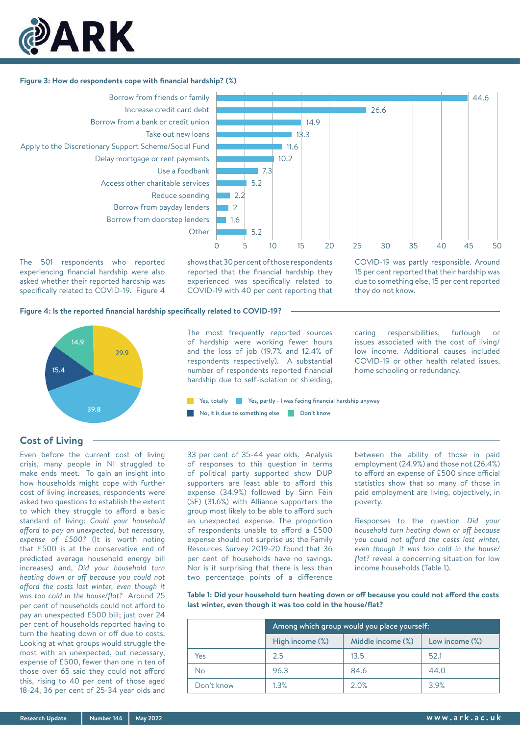**Figure 3: How do respondents cope with financial hardship? (%)**

| Coping method | % |
|---|---|
| Borrow from friends or family | 44.6 |
| Increase credit card debt | 26.6 |
| Borrow from a bank or credit union | 14.9 |
| Take out new loans | 13.3 |
| Apply to the Discretionary Support Scheme/Social Fund | 11.6 |
| Delay mortgage or rent payments | 10.2 |
| Use a foodbank | 7.3 |
| Access other charitable services | 5.2 |
| Reduce spending | 2.2 |
| Borrow from payday lenders | 2 |
| Borrow from doorstep lenders | 1.6 |
| Other | 5.2 |

The 501 respondents who reported experiencing financial hardship were also asked whether their reported hardship was specifically related to COVID-19. Figure 4 shows that 30 per cent of those respondents reported that the financial hardship they experienced was specifically related to COVID-19 with 40 per cent reporting that COVID-19 was partly responsible. Around 15 per cent reported that their hardship was due to something else, 15 per cent reported they do not know.

**Figure 4: Is the reported financial hardship specifically related to COVID-19?**

| Response | % |
|---|---|
| Yes, totally | 29.9 |
| Yes, partly - I was facing financial hardship anyway | 39.8 |
| No, it is due to something else | 15.4 |
| Don't know | 14.9 |

The most frequently reported sources of hardship were working fewer hours and the loss of job (19.7% and 12.4% of respondents respectively). A substantial number of respondents reported financial hardship due to self-isolation or shielding, caring responsibilities, furlough or issues associated with the cost of living/ low income. Additional causes included COVID-19 or other health related issues, home schooling or redundancy.

## Cost of Living

Even before the current cost of living crisis, many people in NI struggled to make ends meet. To gain an insight into how households might cope with further cost of living increases, respondents were asked two questions to establish the extent to which they struggle to afford a basic standard of living: *Could your household afford to pay an unexpected, but necessary, expense of £500?* (It is worth noting that £500 is at the conservative end of predicted average household energy bill increases) and, *Did your household turn heating down or off because you could not afford the costs last winter, even though it was too cold in the house/flat?* Around 25 per cent of households could not afford to pay an unexpected £500 bill; just over 24 per cent of households reported having to turn the heating down or off due to costs. Looking at what groups would struggle the most with an unexpected, but necessary, expense of £500, fewer than one in ten of those over 65 said they could not afford this, rising to 40 per cent of those aged 18-24, 36 per cent of 25-34 year olds and 33 per cent of 35-44 year olds. Analysis of responses to this question in terms of political party supported show DUP supporters are least able to afford this expense (34.9%) followed by Sinn Féin (SF) (31.6%) with Alliance supporters the group most likely to be able to afford such an unexpected expense. The proportion of respondents unable to afford a £500 expense should not surprise us; the Family Resources Survey 2019-20 found that 36 per cent of households have no savings. Nor is it surprising that there is less than two percentage points of a difference between the ability of those in paid employment (24.9%) and those not (26.4%) to afford an expense of £500 since official statistics show that so many of those in paid employment are living, objectively, in poverty.

Responses to the question *Did your household turn heating down or off because you could not afford the costs last winter, even though it was too cold in the house/ flat?* reveal a concerning situation for low income households (Table 1).

**Table 1: Did your household turn heating down or off because you could not afford the costs last winter, even though it was too cold in the house/flat?**

| | Among which group would you place yourself: | | |
|---|---|---|---|
| | High income (%) | Middle income (%) | Low income (%) |
| Yes | 2.5 | 13.5 | 52.1 |
| No | 96.3 | 84.6 | 44.0 |
| Don't know | 1.3% | 2.0% | 3.9% |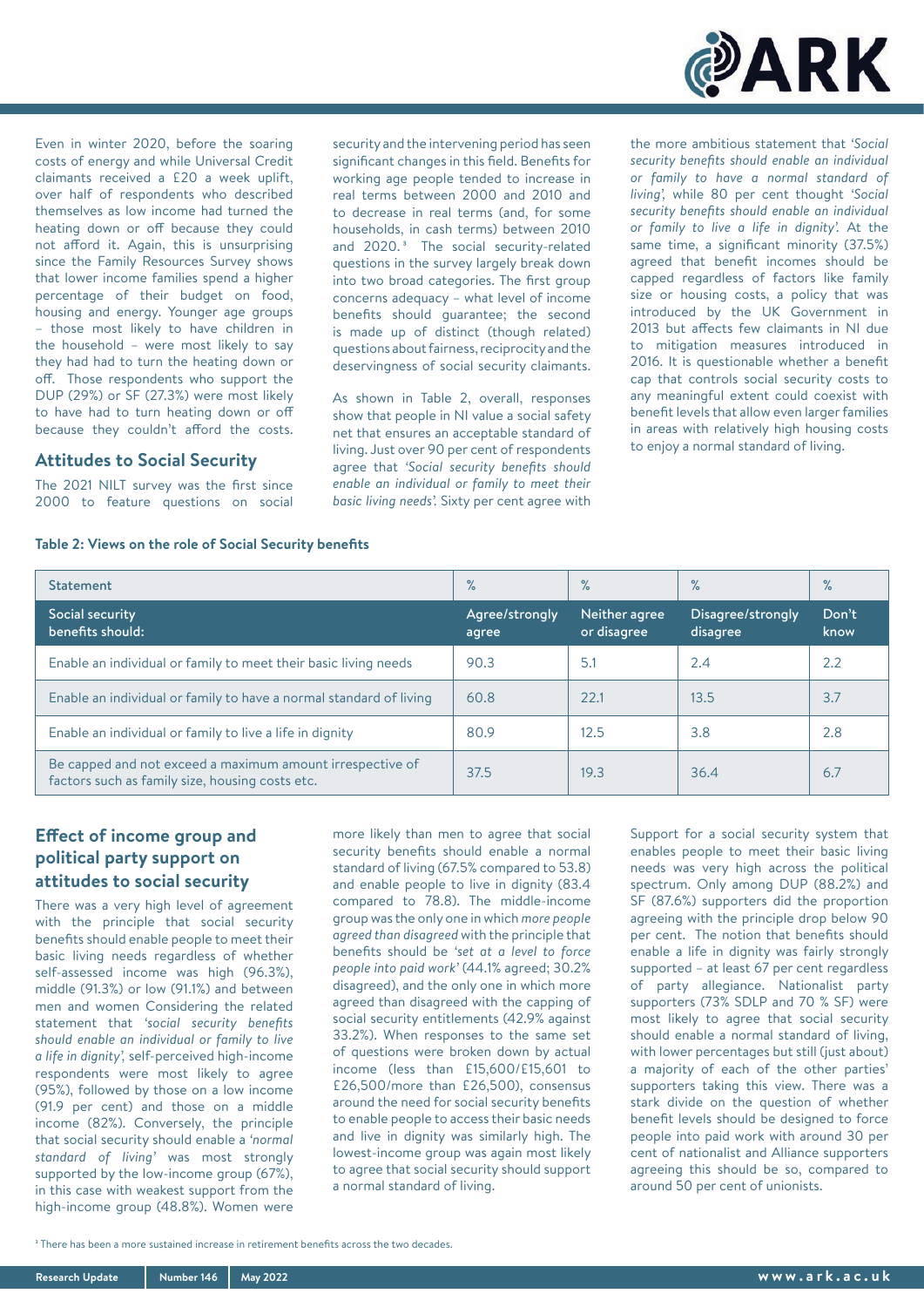Even in winter 2020, before the soaring costs of energy and while Universal Credit claimants received a £20 a week uplift, over half of respondents who described themselves as low income had turned the heating down or off because they could not afford it. Again, this is unsurprising since the Family Resources Survey shows that lower income families spend a higher percentage of their budget on food, housing and energy. Younger age groups – those most likely to have children in the household – were most likely to say they had had to turn the heating down or off. Those respondents who support the DUP (29%) or SF (27.3%) were most likely to have had to turn heating down or off because they couldn't afford the costs.

## Attitudes to Social Security

The 2021 NILT survey was the first since 2000 to feature questions on social security and the intervening period has seen significant changes in this field. Benefits for working age people tended to increase in real terms between 2000 and 2010 and to decrease in real terms (and, for some households, in cash terms) between 2010 and 2020.[3] The social security-related questions in the survey largely break down into two broad categories. The first group concerns adequacy – what level of income benefits should guarantee; the second is made up of distinct (though related) questions about fairness, reciprocity and the deservingness of social security claimants.

As shown in Table 2, overall, responses show that people in NI value a social safety net that ensures an acceptable standard of living. Just over 90 per cent of respondents agree that *'Social security benefits should enable an individual or family to meet their basic living needs'*. Sixty per cent agree with the more ambitious statement that *'Social security benefits should enable an individual or family to have a normal standard of living'*, while 80 per cent thought *'Social security benefits should enable an individual or family to live a life in dignity'*. At the same time, a significant minority (37.5%) agreed that benefit incomes should be capped regardless of factors like family size or housing costs, a policy that was introduced by the UK Government in 2013 but affects few claimants in NI due to mitigation measures introduced in 2016. It is questionable whether a benefit cap that controls social security costs to any meaningful extent could coexist with benefit levels that allow even larger families in areas with relatively high housing costs to enjoy a normal standard of living.

**Table 2: Views on the role of Social Security benefits**

| Statement | % | % | % | % |
|---|---|---|---|---|
| **Social security benefits should:** | **Agree/strongly agree** | **Neither agree or disagree** | **Disagree/strongly disagree** | **Don't know** |
| Enable an individual or family to meet their basic living needs | 90.3 | 5.1 | 2.4 | 2.2 |
| Enable an individual or family to have a normal standard of living | 60.8 | 22.1 | 13.5 | 3.7 |
| Enable an individual or family to live a life in dignity | 80.9 | 12.5 | 3.8 | 2.8 |
| Be capped and not exceed a maximum amount irrespective of factors such as family size, housing costs etc. | 37.5 | 19.3 | 36.4 | 6.7 |

## Effect of income group and political party support on attitudes to social security

There was a very high level of agreement with the principle that social security benefits should enable people to meet their basic living needs regardless of whether self-assessed income was high (96.3%), middle (91.3%) or low (91.1%) and between men and women Considering the related statement that *'social security benefits should enable an individual or family to live a life in dignity'*, self-perceived high-income respondents were most likely to agree (95%), followed by those on a low income (91.9 per cent) and those on a middle income (82%). Conversely, the principle that social security should enable a *'normal standard of living'* was most strongly supported by the low-income group (67%), in this case with weakest support from the high-income group (48.8%). Women were more likely than men to agree that social security benefits should enable a normal standard of living (67.5% compared to 53.8) and enable people to live in dignity (83.4 compared to 78.8). The middle-income group was the only one in which *more people agreed than disagreed* with the principle that benefits should be *'set at a level to force people into paid work'* (44.1% agreed; 30.2% disagreed), and the only one in which more agreed than disagreed with the capping of social security entitlements (42.9% against 33.2%). When responses to the same set of questions were broken down by actual income (less than £15,600/£15,601 to £26,500/more than £26,500), consensus around the need for social security benefits to enable people to access their basic needs and live in dignity was similarly high. The lowest-income group was again most likely to agree that social security should support a normal standard of living.

Support for a social security system that enables people to meet their basic living needs was very high across the political spectrum. Only among DUP (88.2%) and SF (87.6%) supporters did the proportion agreeing with the principle drop below 90 per cent. The notion that benefits should enable a life in dignity was fairly strongly supported – at least 67 per cent regardless of party allegiance. Nationalist party supporters (73% SDLP and 70 % SF) were most likely to agree that social security should enable a normal standard of living, with lower percentages but still (just about) a majority of each of the other parties' supporters taking this view. There was a stark divide on the question of whether benefit levels should be designed to force people into paid work with around 30 per cent of nationalist and Alliance supporters agreeing this should be so, compared to around 50 per cent of unionists.

[3] There has been a more sustained increase in retirement benefits across the two decades.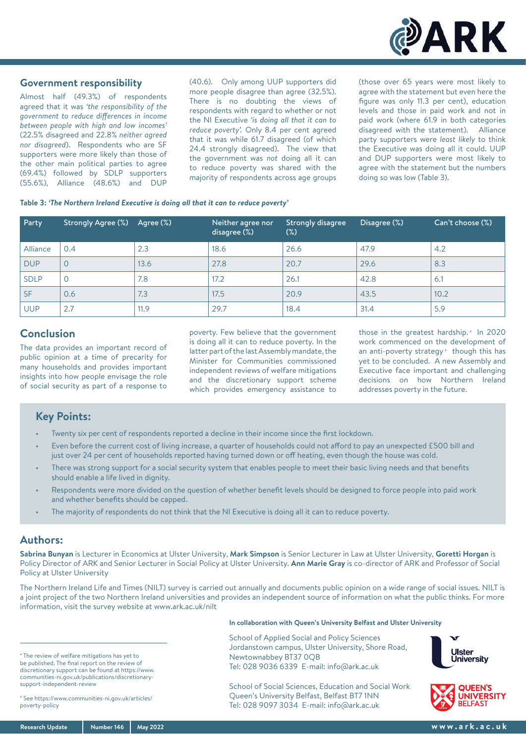## Government responsibility

Almost half (49.3%) of respondents agreed that it was *'the responsibility of the government to reduce differences in income between people with high and low incomes'* (22.5% disagreed and 22.8% *neither agreed nor disagreed*). Respondents who are SF supporters were more likely than those of the other main political parties to agree (69.4%) followed by SDLP supporters (55.6%), Alliance (48.6%) and DUP (40.6). Only among UUP supporters did more people disagree than agree (32.5%). There is no doubting the views of respondents with regard to whether or not the NI Executive *'is doing all that it can to reduce poverty'*. Only 8.4 per cent agreed that it was while 61.7 disagreed (of which 24.4 strongly disagreed). The view that the government was *not* doing all it can to reduce poverty was shared with the majority of respondents across age groups (those over 65 years were most likely to agree with the statement but even here the figure was only 11.3 per cent), education levels and those in paid work and not in paid work (where 61.9 in both categories disagreed with the statement). Alliance party supporters were *least likely* to think the Executive was doing all it could. UUP and DUP supporters were most likely to agree with the statement but the numbers doing so was low (Table 3).

**Table 3: *'The Northern Ireland Executive is doing all that it can to reduce poverty'***

| Party | Strongly Agree (%) | Agree (%) | Neither agree nor disagree (%) | Strongly disagree (%) | Disagree (%) | Can't choose (%) |
|---|---|---|---|---|---|---|
| Alliance | 0.4 | 2.3 | 18.6 | 26.6 | 47.9 | 4.2 |
| DUP | 0 | 13.6 | 27.8 | 20.7 | 29.6 | 8.3 |
| SDLP | 0 | 7.8 | 17.2 | 26.1 | 42.8 | 6.1 |
| SF | 0.6 | 7.3 | 17.5 | 20.9 | 43.5 | 10.2 |
| UUP | 2.7 | 11.9 | 29.7 | 18.4 | 31.4 | 5.9 |

## Conclusion

The data provides an important record of public opinion at a time of precarity for many households and provides important insights into how people envisage the role of social security as part of a response to poverty. Few believe that the government is doing all it can to reduce poverty. In the latter part of the last Assembly mandate, the Minister for Communities commissioned independent reviews of welfare mitigations and the discretionary support scheme which provides emergency assistance to those in the greatest hardship.[4] In 2020 work commenced on the development of an anti-poverty strategy[5] though this has yet to be concluded. A new Assembly and Executive face important and challenging decisions on how Northern Ireland addresses poverty in the future.

## Key Points:

- Twenty six per cent of respondents reported a decline in their income since the first lockdown.
- Even before the current cost of living increase, a quarter of households could not afford to pay an unexpected £500 bill and just over 24 per cent of households reported having turned down or off heating, even though the house was cold.
- There was strong support for a social security system that enables people to meet their basic living needs and that benefits should enable a life lived in dignity.
- Respondents were more divided on the question of whether benefit levels should be designed to force people into paid work and whether benefits should be capped.
- The majority of respondents do not think that the NI Executive is doing all it can to reduce poverty.

## Authors:

**Sabrina Bunyan** is Lecturer in Economics at Ulster University, **Mark Simpson** is Senior Lecturer in Law at Ulster University, **Goretti Horgan** is Policy Director of ARK and Senior Lecturer in Social Policy at Ulster University. **Ann Marie Gray** is co-director of ARK and Professor of Social Policy at Ulster University

The Northern Ireland Life and Times (NILT) survey is carried out annually and documents public opinion on a wide range of social issues. NILT is a joint project of the two Northern Ireland universities and provides an independent source of information on what the public thinks. For more information, visit the survey website at www.ark.ac.uk/nilt

**In collaboration with Queen's University Belfast and Ulster University**

School of Applied Social and Policy Sciences
Jordanstown campus, Ulster University, Shore Road, Newtownabbey BT37 0QB
Tel: 028 9036 6339 E-mail: info@ark.ac.uk

School of Social Sciences, Education and Social Work
Queen's University Belfast, Belfast BT7 1NN
Tel: 028 9097 3034 E-mail: info@ark.ac.uk

[4] The review of welfare mitigations has yet to be published. The final report on the review of discretionary support can be found at https://www.communities-ni.gov.uk/publications/discretionary-support-independent-review

[5] See https://www.communities-ni.gov.uk/articles/poverty-policy